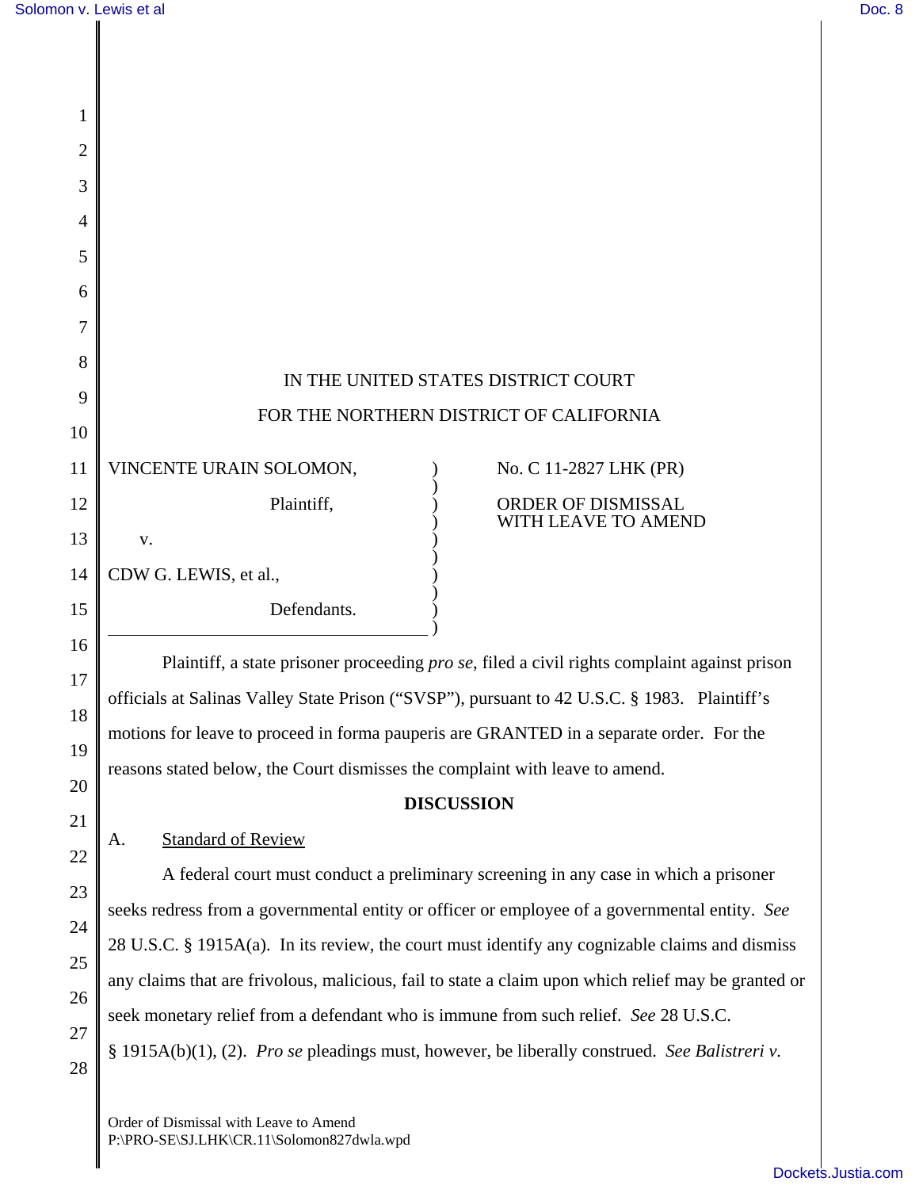IN THE UNITED STATES DISTRICT COURT

FOR THE NORTHERN DISTRICT OF CALIFORNIA

| | |
|---|---|
| VINCENTE URAIN SOLOMON,<br><br>Plaintiff,<br><br>v.<br><br>CDW G. LEWIS, et al.,<br><br>Defendants. | No. C 11-2827 LHK (PR)<br><br>ORDER OF DISMISSAL WITH LEAVE TO AMEND |

Plaintiff, a state prisoner proceeding *pro se*, filed a civil rights complaint against prison officials at Salinas Valley State Prison ("SVSP"), pursuant to 42 U.S.C. § 1983. Plaintiff's motions for leave to proceed in forma pauperis are GRANTED in a separate order. For the reasons stated below, the Court dismisses the complaint with leave to amend.

**DISCUSSION**

A. Standard of Review

A federal court must conduct a preliminary screening in any case in which a prisoner seeks redress from a governmental entity or officer or employee of a governmental entity. *See* 28 U.S.C. § 1915A(a). In its review, the court must identify any cognizable claims and dismiss any claims that are frivolous, malicious, fail to state a claim upon which relief may be granted or seek monetary relief from a defendant who is immune from such relief. *See* 28 U.S.C. § 1915A(b)(1), (2). *Pro se* pleadings must, however, be liberally construed. *See Balistreri v.*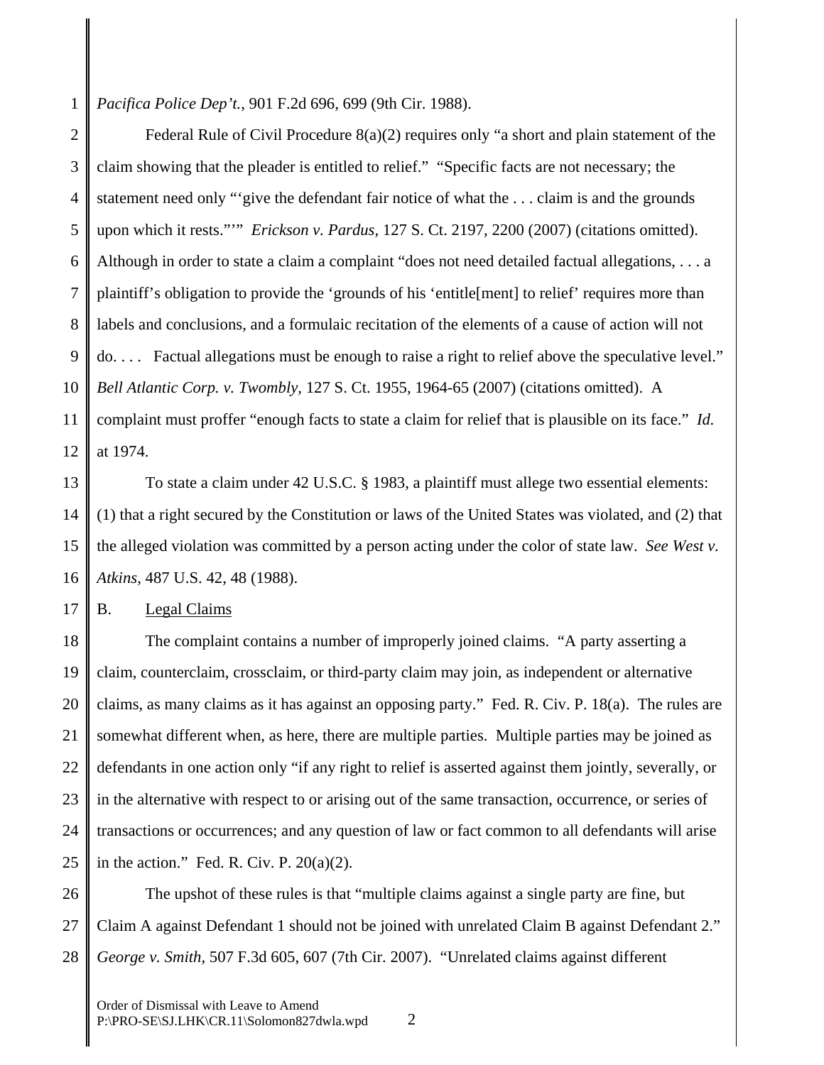*Pacifica Police Dep't.*, 901 F.2d 696, 699 (9th Cir. 1988).

Federal Rule of Civil Procedure 8(a)(2) requires only "a short and plain statement of the claim showing that the pleader is entitled to relief." "Specific facts are not necessary; the statement need only "'give the defendant fair notice of what the . . . claim is and the grounds upon which it rests."'" *Erickson v. Pardus*, 127 S. Ct. 2197, 2200 (2007) (citations omitted). Although in order to state a claim a complaint "does not need detailed factual allegations, . . . a plaintiff's obligation to provide the 'grounds of his 'entitle[ment] to relief' requires more than labels and conclusions, and a formulaic recitation of the elements of a cause of action will not do. . . . Factual allegations must be enough to raise a right to relief above the speculative level." *Bell Atlantic Corp. v. Twombly*, 127 S. Ct. 1955, 1964-65 (2007) (citations omitted). A complaint must proffer "enough facts to state a claim for relief that is plausible on its face." *Id.* at 1974.

To state a claim under 42 U.S.C. § 1983, a plaintiff must allege two essential elements: (1) that a right secured by the Constitution or laws of the United States was violated, and (2) that the alleged violation was committed by a person acting under the color of state law. *See West v. Atkins*, 487 U.S. 42, 48 (1988).

B. Legal Claims

The complaint contains a number of improperly joined claims. "A party asserting a claim, counterclaim, crossclaim, or third-party claim may join, as independent or alternative claims, as many claims as it has against an opposing party." Fed. R. Civ. P. 18(a). The rules are somewhat different when, as here, there are multiple parties. Multiple parties may be joined as defendants in one action only "if any right to relief is asserted against them jointly, severally, or in the alternative with respect to or arising out of the same transaction, occurrence, or series of transactions or occurrences; and any question of law or fact common to all defendants will arise in the action." Fed. R. Civ. P. 20(a)(2).

The upshot of these rules is that "multiple claims against a single party are fine, but Claim A against Defendant 1 should not be joined with unrelated Claim B against Defendant 2." *George v. Smith*, 507 F.3d 605, 607 (7th Cir. 2007). "Unrelated claims against different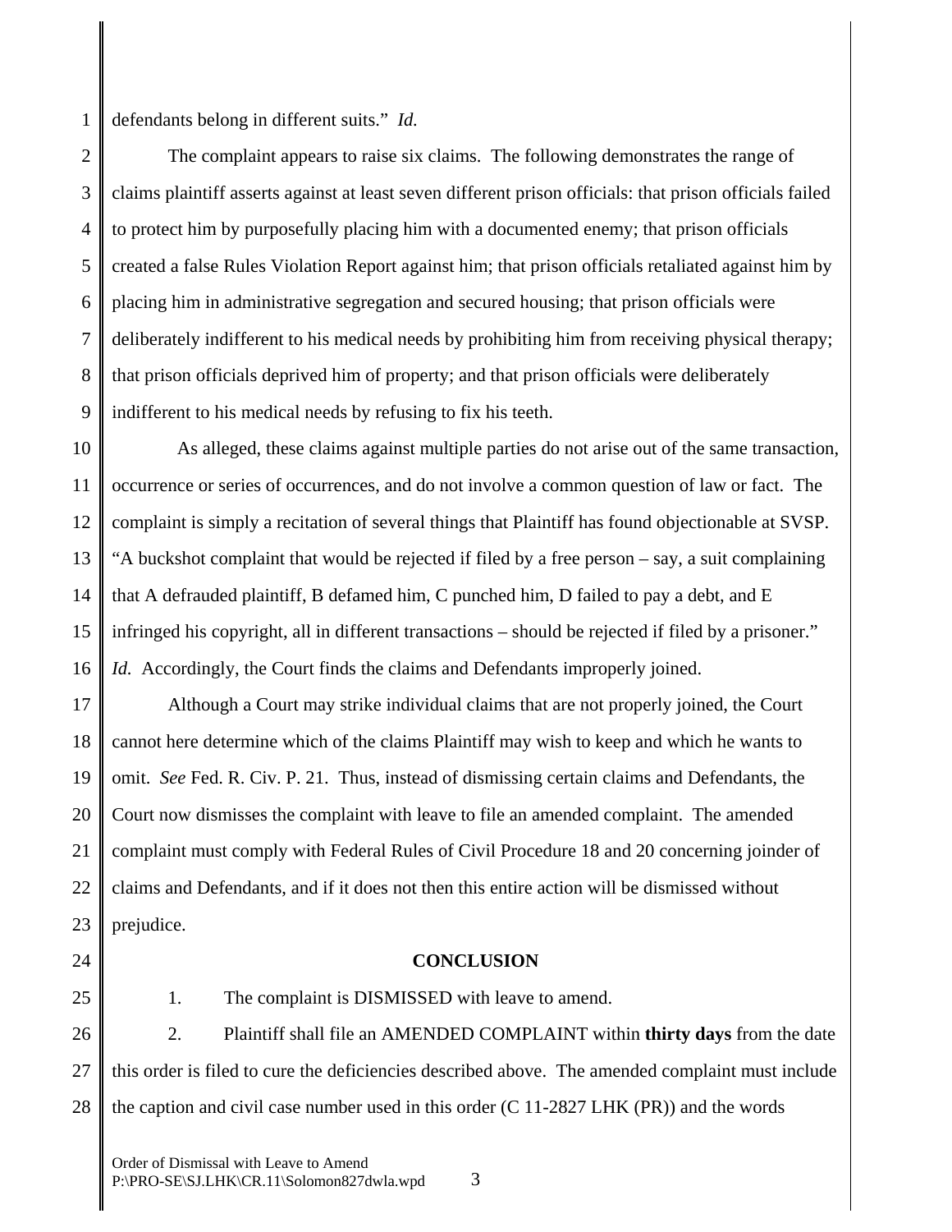defendants belong in different suits." *Id.*

The complaint appears to raise six claims. The following demonstrates the range of claims plaintiff asserts against at least seven different prison officials: that prison officials failed to protect him by purposefully placing him with a documented enemy; that prison officials created a false Rules Violation Report against him; that prison officials retaliated against him by placing him in administrative segregation and secured housing; that prison officials were deliberately indifferent to his medical needs by prohibiting him from receiving physical therapy; that prison officials deprived him of property; and that prison officials were deliberately indifferent to his medical needs by refusing to fix his teeth.

As alleged, these claims against multiple parties do not arise out of the same transaction, occurrence or series of occurrences, and do not involve a common question of law or fact. The complaint is simply a recitation of several things that Plaintiff has found objectionable at SVSP. "A buckshot complaint that would be rejected if filed by a free person – say, a suit complaining that A defrauded plaintiff, B defamed him, C punched him, D failed to pay a debt, and E infringed his copyright, all in different transactions – should be rejected if filed by a prisoner." *Id.* Accordingly, the Court finds the claims and Defendants improperly joined.

Although a Court may strike individual claims that are not properly joined, the Court cannot here determine which of the claims Plaintiff may wish to keep and which he wants to omit. *See* Fed. R. Civ. P. 21. Thus, instead of dismissing certain claims and Defendants, the Court now dismisses the complaint with leave to file an amended complaint. The amended complaint must comply with Federal Rules of Civil Procedure 18 and 20 concerning joinder of claims and Defendants, and if it does not then this entire action will be dismissed without prejudice.

## CONCLUSION

1. The complaint is DISMISSED with leave to amend.

2. Plaintiff shall file an AMENDED COMPLAINT within **thirty days** from the date this order is filed to cure the deficiencies described above. The amended complaint must include the caption and civil case number used in this order (C 11-2827 LHK (PR)) and the words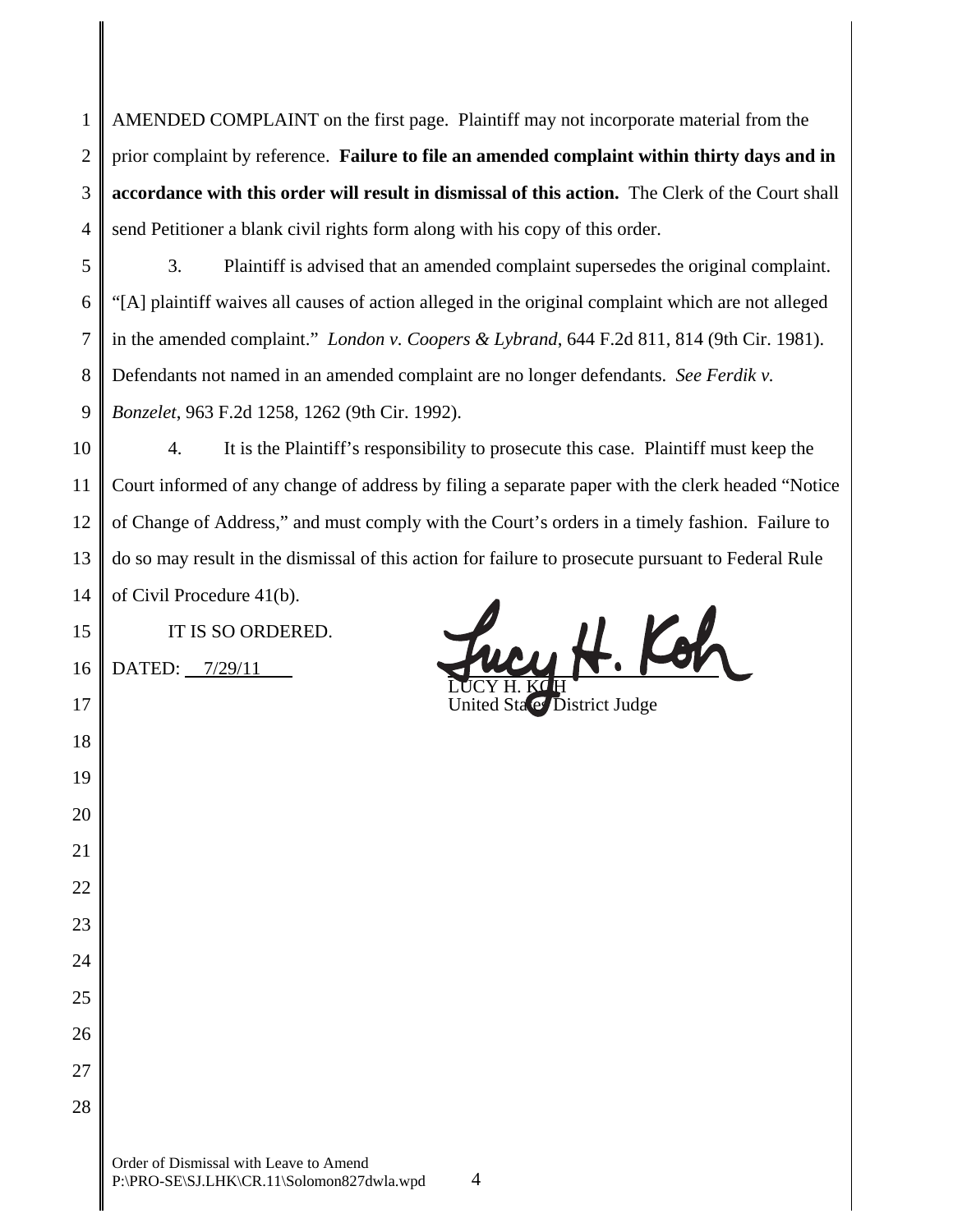AMENDED COMPLAINT on the first page. Plaintiff may not incorporate material from the prior complaint by reference. **Failure to file an amended complaint within thirty days and in accordance with this order will result in dismissal of this action.** The Clerk of the Court shall send Petitioner a blank civil rights form along with his copy of this order.

3. Plaintiff is advised that an amended complaint supersedes the original complaint. "[A] plaintiff waives all causes of action alleged in the original complaint which are not alleged in the amended complaint." *London v. Coopers & Lybrand*, 644 F.2d 811, 814 (9th Cir. 1981). Defendants not named in an amended complaint are no longer defendants. *See Ferdik v. Bonzelet*, 963 F.2d 1258, 1262 (9th Cir. 1992).

4. It is the Plaintiff's responsibility to prosecute this case. Plaintiff must keep the Court informed of any change of address by filing a separate paper with the clerk headed "Notice of Change of Address," and must comply with the Court's orders in a timely fashion. Failure to do so may result in the dismissal of this action for failure to prosecute pursuant to Federal Rule of Civil Procedure 41(b).

IT IS SO ORDERED.

DATED: 7/29/11

LUCY H. KOH
United States District Judge

Order of Dismissal with Leave to Amend
P:\PRO-SE\SJ.LHK\CR.11\Solomon827dwla.wpd